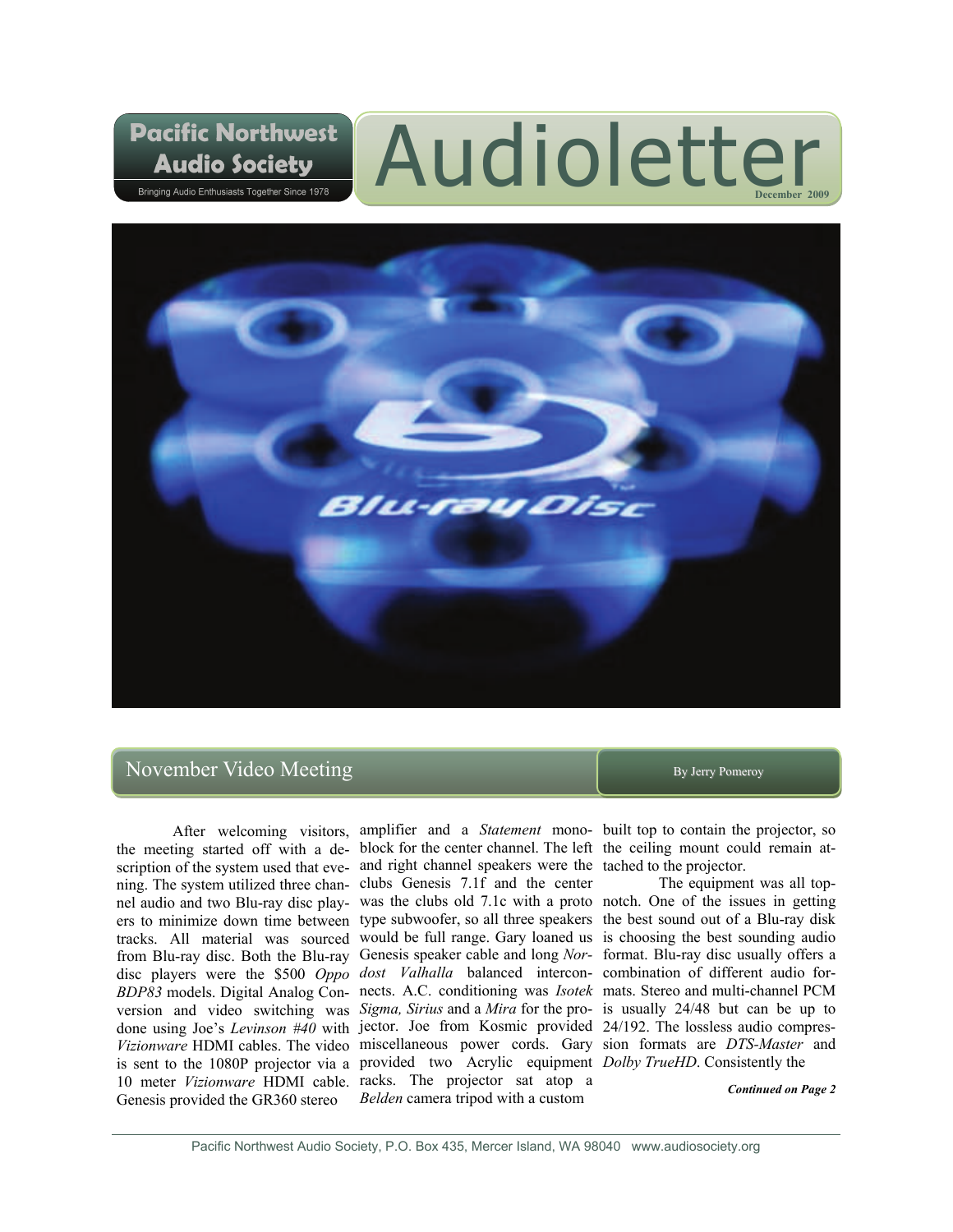# Pacific Northwest Audio Society — Audioletter

Bringing Audio Enthusiasts Together Since 1978

December 2009

## November Video Meeting

By Jerry Pomeroy

After welcoming visitors, the meeting started off with a description of the system used that evening. The system utilized three channel audio and two Blu-ray disc players to minimize down time between tracks. All material was sourced from Blu-ray disc. Both the Blu-ray disc players were the $500 *Oppo BDP83* models. Digital Analog Conversion and video switching was done using Joe's *Levinson #40* with *Vizionware* HDMI cables. The video is sent to the 1080P projector via a 10 meter *Vizionware* HDMI cable. Genesis provided the GR360 stereo amplifier and a *Statement* monoblock for the center channel. The left and right channel speakers were the clubs Genesis 7.1f and the center was the clubs old 7.1c with a proto type subwoofer, so all three speakers would be full range. Gary loaned us Genesis speaker cable and long *Nordost Valhalla* balanced interconnects. A.C. conditioning was *Isotek Sigma, Sirius* and a *Mira* for the projector. Joe from Kosmic provided miscellaneous power cords. Gary provided two Acrylic equipment racks. The projector sat atop a *Belden* camera tripod with a custom built top to contain the projector, so the ceiling mount could remain attached to the projector.

The equipment was all top-notch. One of the issues in getting the best sound out of a Blu-ray disk is choosing the best sounding audio format. Blu-ray disc usually offers a combination of different audio formats. Stereo and multi-channel PCM is usually 24/48 but can be up to 24/192. The lossless audio compression formats are *DTS-Master* and *Dolby TrueHD*. Consistently the

***Continued on Page 2***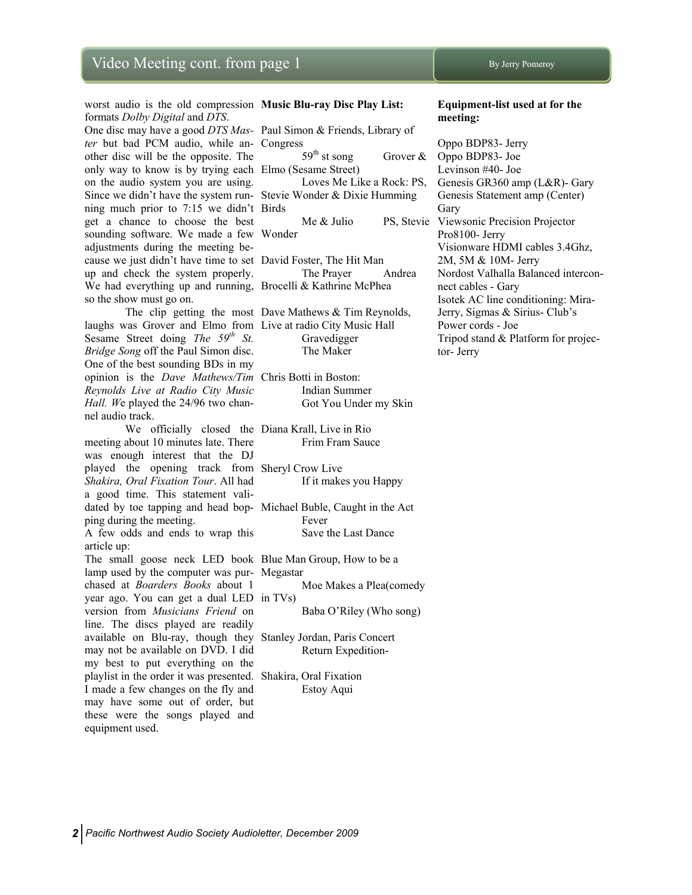## Video Meeting cont. from page 1

By Jerry Pomeroy

worst audio is the old compression formats *Dolby Digital* and *DTS*. One disc may have a good *DTS Master* but bad PCM audio, while another disc will be the opposite. The only way to know is by trying each on the audio system you are using. Since we didn't have the system running much prior to 7:15 we didn't get a chance to choose the best sounding software. We made a few adjustments during the meeting because we just didn't have time to set up and check the system properly. We had everything up and running, so the show must go on.

The clip getting the most laughs was Grover and Elmo from Sesame Street doing *The 59th St. Bridge Song* off the Paul Simon disc. One of the best sounding BDs in my opinion is the *Dave Mathews/Tim Reynolds Live at Radio City Music Hall. W*e played the 24/96 two channel audio track.

We officially closed the meeting about 10 minutes late. There was enough interest that the DJ played the opening track from *Shakira, Oral Fixation Tour*. All had a good time. This statement validated by toe tapping and head bopping during the meeting.

A few odds and ends to wrap this article up:

The small goose neck LED book lamp used by the computer was purchased at *Boarders Books* about 1 year ago. You can get a dual LED version from *Musicians Friend* on line. The discs played are readily available on Blu-ray, though they may not be available on DVD. I did my best to put everything on the playlist in the order it was presented. I made a few changes on the fly and may have some out of order, but these were the songs played and equipment used.

**Music Blu-ray Disc Play List:**

Paul Simon & Friends, Library of Congress
- 59th st song — Grover & Elmo (Sesame Street)
- Loves Me Like a Rock: PS, Stevie Wonder & Dixie Humming Birds
- Me & Julio — PS, Stevie Wonder

David Foster, The Hit Man
- The Prayer — Andrea Brocelli & Kathrine McPhea

Dave Mathews & Tim Reynolds, Live at radio City Music Hall
- Gravedigger
- The Maker

Chris Botti in Boston:
- Indian Summer
- Got You Under my Skin

Diana Krall, Live in Rio
- Frim Fram Sauce

Sheryl Crow Live
- If it makes you Happy

Michael Buble, Caught in the Act
- Fever
- Save the Last Dance

Blue Man Group, How to be a Megastar
- Moe Makes a Plea(comedy in TVs)
- Baba O'Riley (Who song)

Stanley Jordan, Paris Concert
- Return Expedition-

Shakira, Oral Fixation
- Estoy Aqui

**Equipment-list used at for the meeting:**

Oppo BDP83- Jerry
Oppo BDP83- Joe
Levinson #40- Joe
Genesis GR360 amp (L&R)- Gary
Genesis Statement amp (Center) Gary
Viewsonic Precision Projector Pro8100- Jerry
Visionware HDMI cables 3.4Ghz, 2M, 5M & 10M- Jerry
Nordost Valhalla Balanced interconnect cables - Gary
Isotek AC line conditioning: Mira- Jerry, Sigmas & Sirius- Club's
Power cords - Joe
Tripod stand & Platform for projector- Jerry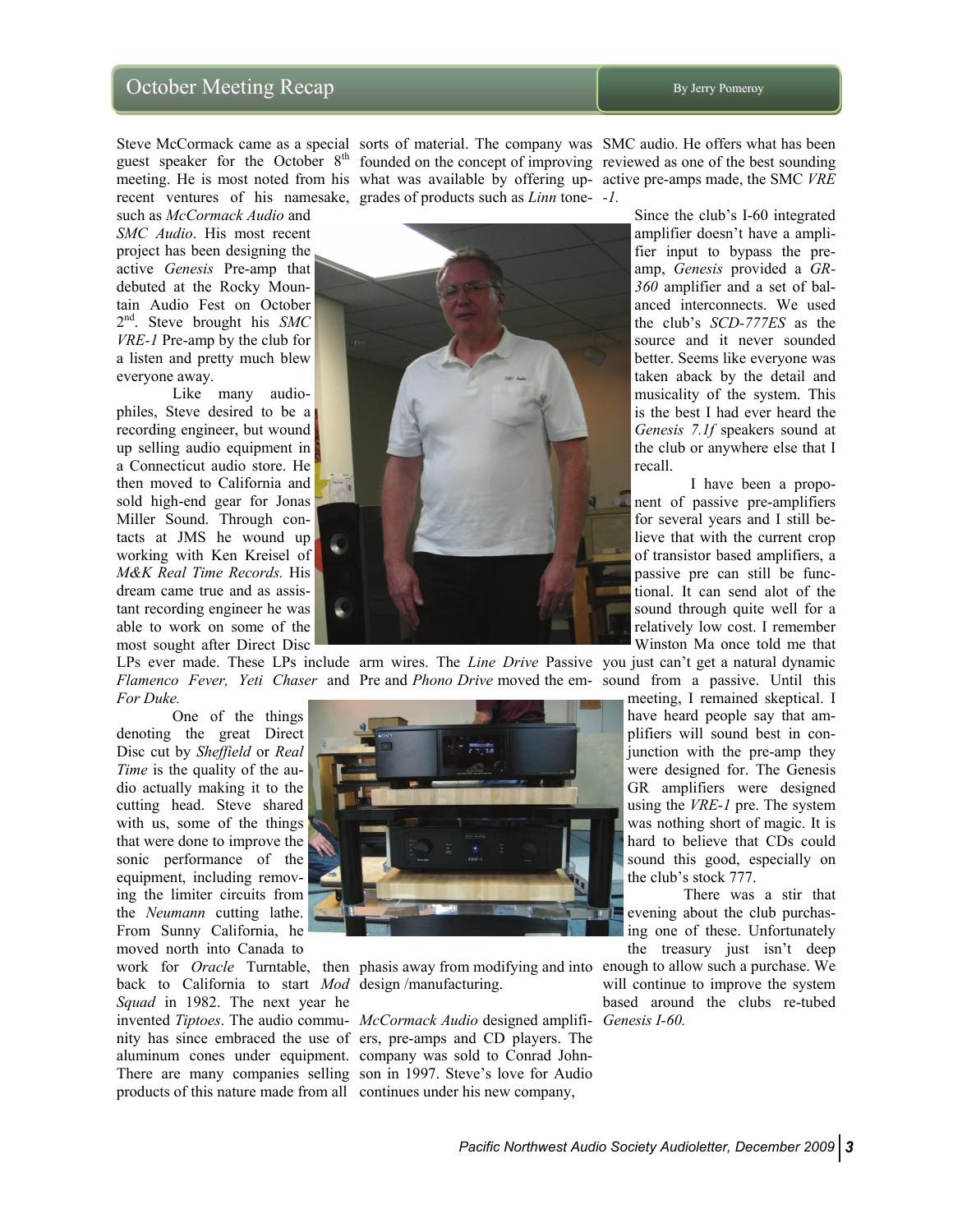# October Meeting Recap

By Jerry Pomeroy

Steve McCormack came as a special guest speaker for the October 8th meeting. He is most noted from his recent ventures of his namesake, such as *McCormack Audio* and *SMC Audio*. His most recent project has been designing the active *Genesis* Pre-amp that debuted at the Rocky Mountain Audio Fest on October 2nd. Steve brought his *SMC VRE-1* Pre-amp by the club for a listen and pretty much blew everyone away.

Like many audiophiles, Steve desired to be a recording engineer, but wound up selling audio equipment in a Connecticut audio store. He then moved to California and sold high-end gear for Jonas Miller Sound. Through contacts at JMS he wound up working with Ken Kreisel of *M&K Real Time Records.* His dream came true and as assistant recording engineer he was able to work on some of the most sought after Direct Disc LPs ever made. These LPs include *Flamenco Fever, Yeti Chaser* and *For Duke.*

One of the things denoting the great Direct Disc cut by *Sheffield* or *Real Time* is the quality of the audio actually making it to the cutting head. Steve shared with us, some of the things that were done to improve the sonic performance of the equipment, including removing the limiter circuits from the *Neumann* cutting lathe. From Sunny California, he moved north into Canada to work for *Oracle* Turntable, then back to California to start *Mod Squad* in 1982. The next year he invented *Tiptoes*. The audio community has since embraced the use of aluminum cones under equipment. There are many companies selling products of this nature made from all sorts of material. The company was founded on the concept of improving what was available by offering upgrades of products such as *Linn* tonearm wires. The *Line Drive* Passive Pre and *Phono Drive* moved the emphasis away from modifying and into design /manufacturing.

*McCormack Audio* designed amplifiers, pre-amps and CD players. The company was sold to Conrad Johnson in 1997. Steve's love for Audio continues under his new company, SMC audio. He offers what has been reviewed as one of the best sounding active pre-amps made, the SMC *VRE -1.*

Since the club's I-60 integrated amplifier doesn't have a amplifier input to bypass the pre-amp, *Genesis* provided a *GR-360* amplifier and a set of balanced interconnects. We used the club's *SCD-777ES* as the source and it never sounded better. Seems like everyone was taken aback by the detail and musicality of the system. This is the best I had ever heard the *Genesis 7.1f* speakers sound at the club or anywhere else that I recall.

I have been a proponent of passive pre-amplifiers for several years and I still believe that with the current crop of transistor based amplifiers, a passive pre can still be functional. It can send alot of the sound through quite well for a relatively low cost. I remember Winston Ma once told me that you just can't get a natural dynamic sound from a passive. Until this meeting, I remained skeptical. I have heard people say that amplifiers will sound best in conjunction with the pre-amp they were designed for. The Genesis GR amplifiers were designed using the *VRE-1* pre. The system was nothing short of magic. It is hard to believe that CDs could sound this good, especially on the club's stock 777.

There was a stir that evening about the club purchasing one of these. Unfortunately the treasury just isn't deep enough to allow such a purchase. We will continue to improve the system based around the clubs re-tubed *Genesis I-60.*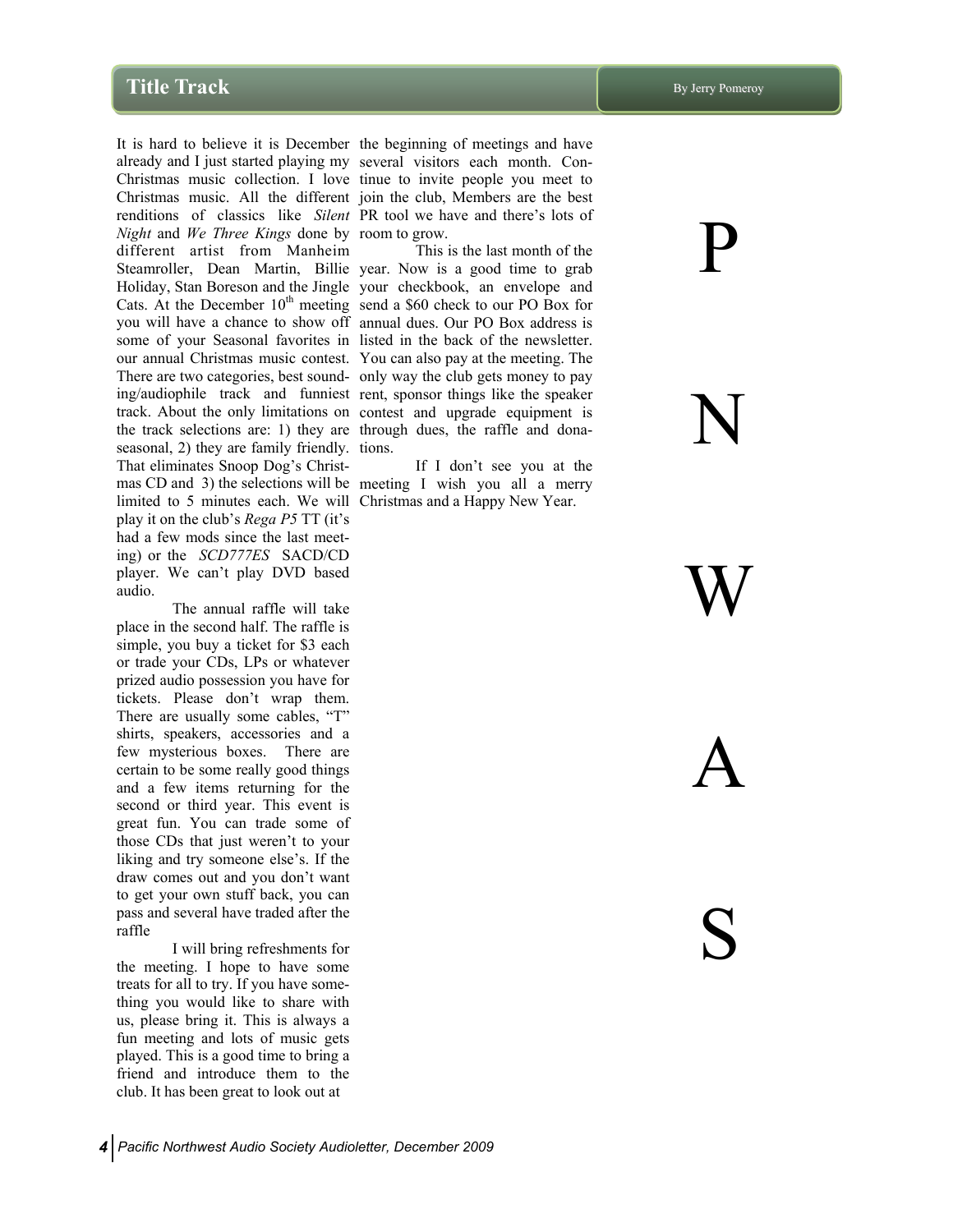## Title Track

By Jerry Pomeroy

It is hard to believe it is December already and I just started playing my Christmas music collection. I love Christmas music. All the different renditions of classics like *Silent Night* and *We Three Kings* done by different artist from Manheim Steamroller, Dean Martin, Billie Holiday, Stan Boreson and the Jingle Cats. At the December 10th meeting you will have a chance to show off some of your Seasonal favorites in our annual Christmas music contest. There are two categories, best sounding/audiophile track and funniest track. About the only limitations on the track selections are: 1) they are seasonal, 2) they are family friendly. That eliminates Snoop Dog's Christmas CD and 3) the selections will be limited to 5 minutes each. We will play it on the club's *Rega P5* TT (it's had a few mods since the last meeting) or the *SCD777ES* SACD/CD player. We can't play DVD based audio.

The annual raffle will take place in the second half. The raffle is simple, you buy a ticket for $3 each or trade your CDs, LPs or whatever prized audio possession you have for tickets. Please don't wrap them. There are usually some cables, "T" shirts, speakers, accessories and a few mysterious boxes. There are certain to be some really good things and a few items returning for the second or third year. This event is great fun. You can trade some of those CDs that just weren't to your liking and try someone else's. If the draw comes out and you don't want to get your own stuff back, you can pass and several have traded after the raffle

I will bring refreshments for the meeting. I hope to have some treats for all to try. If you have something you would like to share with us, please bring it. This is always a fun meeting and lots of music gets played. This is a good time to bring a friend and introduce them to the club. It has been great to look out at the beginning of meetings and have several visitors each month. Continue to invite people you meet to join the club, Members are the best PR tool we have and there's lots of room to grow.

This is the last month of the year. Now is a good time to grab your checkbook, an envelope and send a $60 check to our PO Box for annual dues. Our PO Box address is listed in the back of the newsletter. You can also pay at the meeting. The only way the club gets money to pay rent, sponsor things like the speaker contest and upgrade equipment is through dues, the raffle and donations.

If I don't see you at the meeting I wish you all a merry Christmas and a Happy New Year.

P N W A S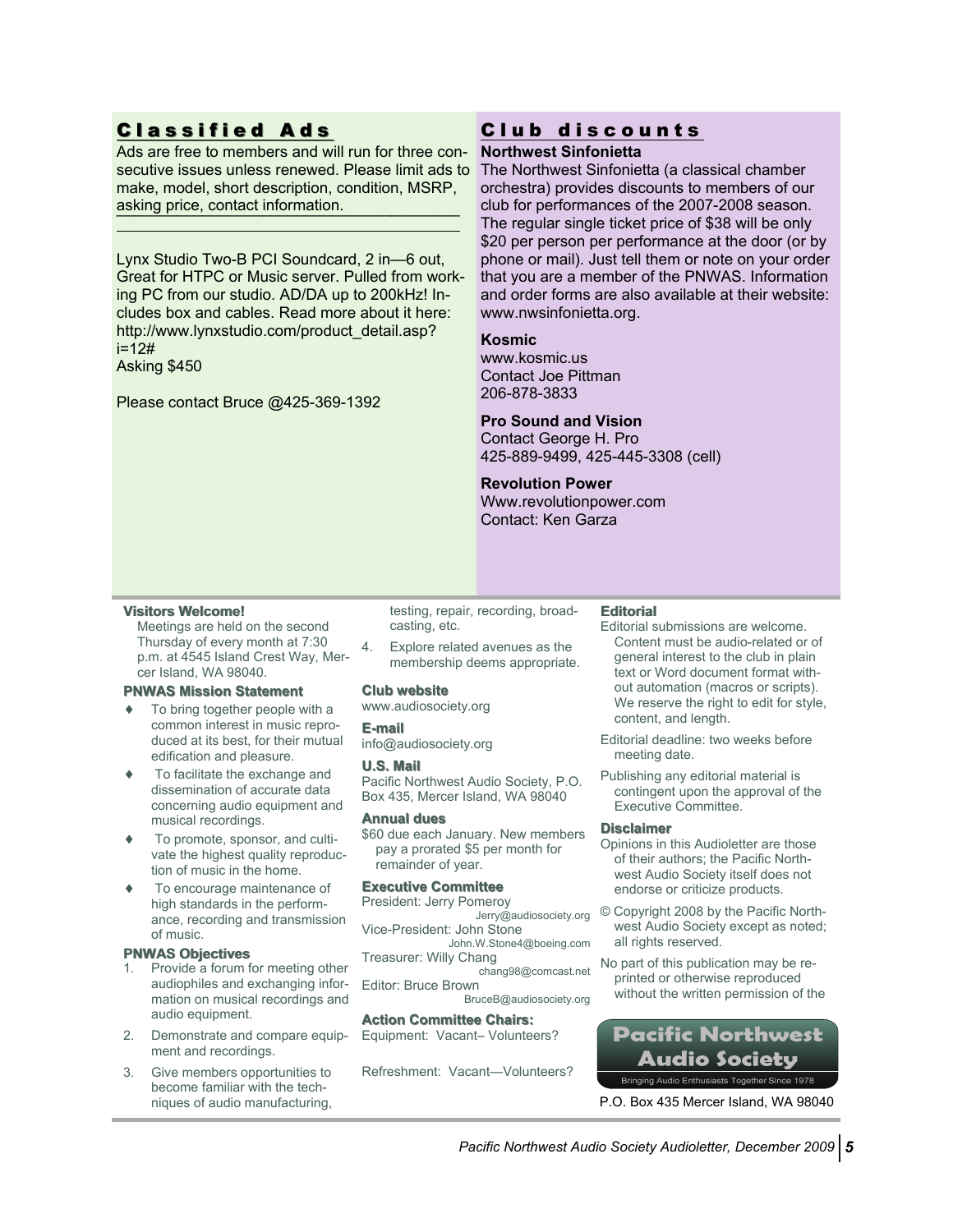## Classified Ads

Ads are free to members and will run for three consecutive issues unless renewed. Please limit ads to make, model, short description, condition, MSRP, asking price, contact information.

Lynx Studio Two-B PCI Soundcard, 2 in—6 out, Great for HTPC or Music server. Pulled from working PC from our studio. AD/DA up to 200kHz! Includes box and cables. Read more about it here: http://www.lynxstudio.com/product_detail.asp?i=12#
Asking $450

Please contact Bruce @425-369-1392

## Club discounts

**Northwest Sinfonietta**
The Northwest Sinfonietta (a classical chamber orchestra) provides discounts to members of our club for performances of the 2007-2008 season. The regular single ticket price of $38 will be only $20 per person per performance at the door (or by phone or mail). Just tell them or note on your order that you are a member of the PNWAS. Information and order forms are also available at their website: www.nwsinfonietta.org.

**Kosmic**
www.kosmic.us
Contact Joe Pittman
206-878-3833

**Pro Sound and Vision**
Contact George H. Pro
425-889-9499, 425-445-3308 (cell)

**Revolution Power**
Www.revolutionpower.com
Contact: Ken Garza

### Visitors Welcome!

Meetings are held on the second Thursday of every month at 7:30 p.m. at 4545 Island Crest Way, Mercer Island, WA 98040.

### PNWAS Mission Statement

- To bring together people with a common interest in music reproduced at its best, for their mutual edification and pleasure.
- To facilitate the exchange and dissemination of accurate data concerning audio equipment and musical recordings.
- To promote, sponsor, and cultivate the highest quality reproduction of music in the home.
- To encourage maintenance of high standards in the performance, recording and transmission of music.

### PNWAS Objectives

1. Provide a forum for meeting other audiophiles and exchanging information on musical recordings and audio equipment.
2. Demonstrate and compare equipment and recordings.
3. Give members opportunities to become familiar with the techniques of audio manufacturing, testing, repair, recording, broadcasting, etc.
4. Explore related avenues as the membership deems appropriate.

### Club website

www.audiosociety.org

### E-mail

info@audiosociety.org

### U.S. Mail

Pacific Northwest Audio Society, P.O. Box 435, Mercer Island, WA 98040

### Annual dues

$60 due each January. New members pay a prorated $5 per month for remainder of year.

### Executive Committee

President: Jerry Pomeroy
Jerry@audiosociety.org
Vice-President: John Stone
John.W.Stone4@boeing.com
Treasurer: Willy Chang
chang98@comcast.net
Editor: Bruce Brown
BruceB@audiosociety.org

### Action Committee Chairs:

Equipment: Vacant– Volunteers?

Refreshment: Vacant—Volunteers?

### Editorial

Editorial submissions are welcome. Content must be audio-related or of general interest to the club in plain text or Word document format without automation (macros or scripts). We reserve the right to edit for style, content, and length.

Editorial deadline: two weeks before meeting date.

Publishing any editorial material is contingent upon the approval of the Executive Committee.

### Disclaimer

Opinions in this Audioletter are those of their authors; the Pacific Northwest Audio Society itself does not endorse or criticize products.

© Copyright 2008 by the Pacific Northwest Audio Society except as noted; all rights reserved.

No part of this publication may be reprinted or otherwise reproduced without the written permission of the

**Pacific Northwest Audio Society**
Bringing Audio Enthusiasts Together Since 1978

P.O. Box 435 Mercer Island, WA 98040